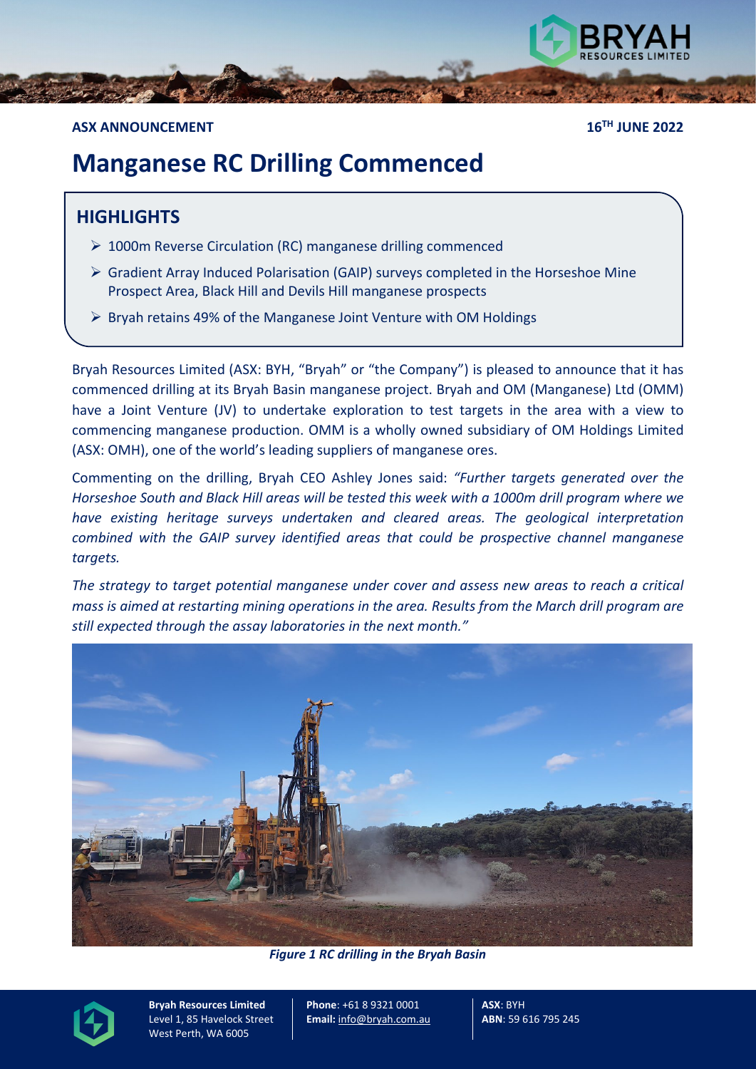**ASX ANNOUNCEMENT** **16TH JUNE 2022**

# Manganese RC Drilling Commenced

## HIGHLIGHTS

- 1000m Reverse Circulation (RC) manganese drilling commenced
- Gradient Array Induced Polarisation (GAIP) surveys completed in the Horseshoe Mine Prospect Area, Black Hill and Devils Hill manganese prospects
- Bryah retains 49% of the Manganese Joint Venture with OM Holdings

Bryah Resources Limited (ASX: BYH, "Bryah" or "the Company") is pleased to announce that it has commenced drilling at its Bryah Basin manganese project. Bryah and OM (Manganese) Ltd (OMM) have a Joint Venture (JV) to undertake exploration to test targets in the area with a view to commencing manganese production. OMM is a wholly owned subsidiary of OM Holdings Limited (ASX: OMH), one of the world's leading suppliers of manganese ores.

Commenting on the drilling, Bryah CEO Ashley Jones said: *"Further targets generated over the Horseshoe South and Black Hill areas will be tested this week with a 1000m drill program where we have existing heritage surveys undertaken and cleared areas. The geological interpretation combined with the GAIP survey identified areas that could be prospective channel manganese targets.*

*The strategy to target potential manganese under cover and assess new areas to reach a critical mass is aimed at restarting mining operations in the area. Results from the March drill program are still expected through the assay laboratories in the next month."*

***Figure 1 RC drilling in the Bryah Basin***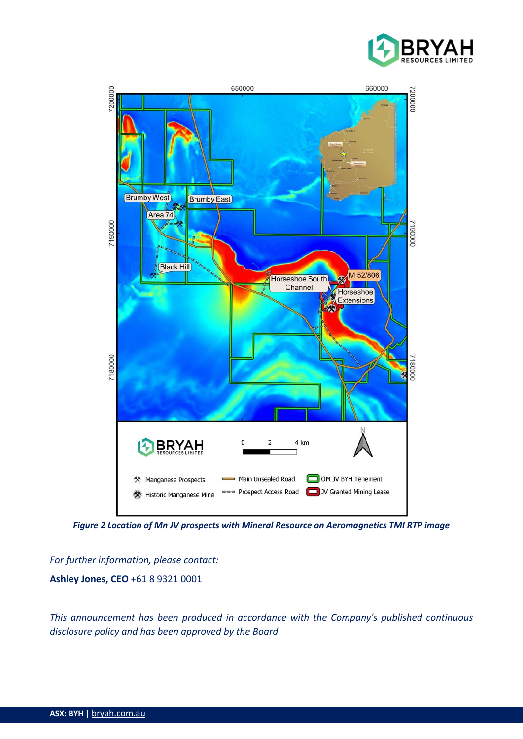*Figure 2 Location of Mn JV prospects with Mineral Resource on Aeromagnetics TMI RTP image*

*For further information, please contact:*

**Ashley Jones, CEO** +61 8 9321 0001

---

*This announcement has been produced in accordance with the Company's published continuous disclosure policy and has been approved by the Board*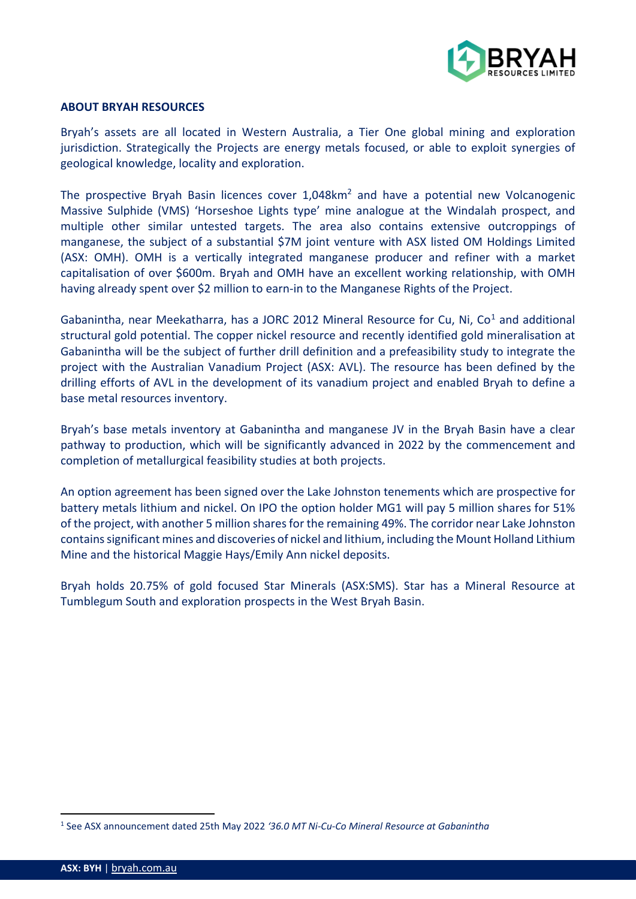## ABOUT BRYAH RESOURCES

Bryah's assets are all located in Western Australia, a Tier One global mining and exploration jurisdiction. Strategically the Projects are energy metals focused, or able to exploit synergies of geological knowledge, locality and exploration.

The prospective Bryah Basin licences cover 1,048km$^2$ and have a potential new Volcanogenic Massive Sulphide (VMS) 'Horseshoe Lights type' mine analogue at the Windalah prospect, and multiple other similar untested targets. The area also contains extensive outcroppings of manganese, the subject of a substantial $7M joint venture with ASX listed OM Holdings Limited (ASX: OMH). OMH is a vertically integrated manganese producer and refiner with a market capitalisation of over $600m. Bryah and OMH have an excellent working relationship, with OMH having already spent over $2 million to earn-in to the Manganese Rights of the Project.

Gabanintha, near Meekatharra, has a JORC 2012 Mineral Resource for Cu, Ni, Co[1] and additional structural gold potential. The copper nickel resource and recently identified gold mineralisation at Gabanintha will be the subject of further drill definition and a prefeasibility study to integrate the project with the Australian Vanadium Project (ASX: AVL). The resource has been defined by the drilling efforts of AVL in the development of its vanadium project and enabled Bryah to define a base metal resources inventory.

Bryah's base metals inventory at Gabanintha and manganese JV in the Bryah Basin have a clear pathway to production, which will be significantly advanced in 2022 by the commencement and completion of metallurgical feasibility studies at both projects.

An option agreement has been signed over the Lake Johnston tenements which are prospective for battery metals lithium and nickel. On IPO the option holder MG1 will pay 5 million shares for 51% of the project, with another 5 million shares for the remaining 49%. The corridor near Lake Johnston contains significant mines and discoveries of nickel and lithium, including the Mount Holland Lithium Mine and the historical Maggie Hays/Emily Ann nickel deposits.

Bryah holds 20.75% of gold focused Star Minerals (ASX:SMS). Star has a Mineral Resource at Tumblegum South and exploration prospects in the West Bryah Basin.

---

[1] See ASX announcement dated 25th May 2022 *'36.0 MT Ni-Cu-Co Mineral Resource at Gabanintha*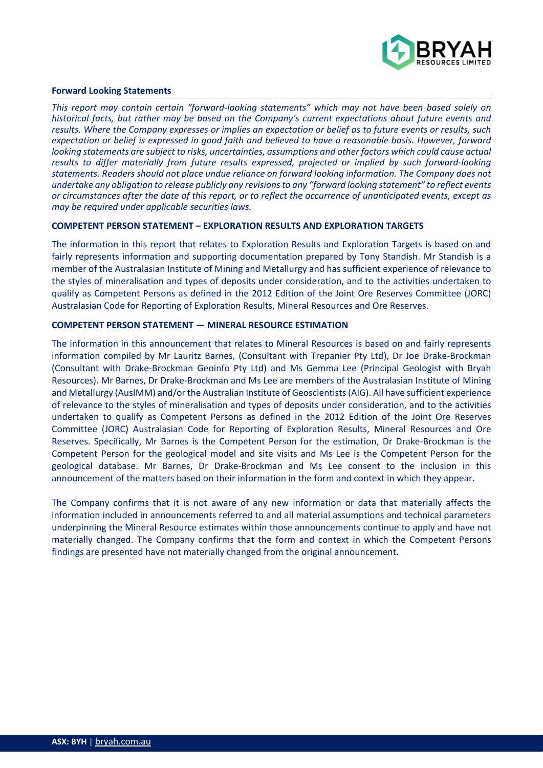**Forward Looking Statements**

*This report may contain certain "forward-looking statements" which may not have been based solely on historical facts, but rather may be based on the Company's current expectations about future events and results. Where the Company expresses or implies an expectation or belief as to future events or results, such expectation or belief is expressed in good faith and believed to have a reasonable basis. However, forward looking statements are subject to risks, uncertainties, assumptions and other factors which could cause actual results to differ materially from future results expressed, projected or implied by such forward-looking statements. Readers should not place undue reliance on forward looking information. The Company does not undertake any obligation to release publicly any revisions to any "forward looking statement" to reflect events or circumstances after the date of this report, or to reflect the occurrence of unanticipated events, except as may be required under applicable securities laws.*

**COMPETENT PERSON STATEMENT – EXPLORATION RESULTS AND EXPLORATION TARGETS**

The information in this report that relates to Exploration Results and Exploration Targets is based on and fairly represents information and supporting documentation prepared by Tony Standish. Mr Standish is a member of the Australasian Institute of Mining and Metallurgy and has sufficient experience of relevance to the styles of mineralisation and types of deposits under consideration, and to the activities undertaken to qualify as Competent Persons as defined in the 2012 Edition of the Joint Ore Reserves Committee (JORC) Australasian Code for Reporting of Exploration Results, Mineral Resources and Ore Reserves.

**COMPETENT PERSON STATEMENT — MINERAL RESOURCE ESTIMATION**

The information in this announcement that relates to Mineral Resources is based on and fairly represents information compiled by Mr Lauritz Barnes, (Consultant with Trepanier Pty Ltd), Dr Joe Drake-Brockman (Consultant with Drake-Brockman Geoinfo Pty Ltd) and Ms Gemma Lee (Principal Geologist with Bryah Resources). Mr Barnes, Dr Drake-Brockman and Ms Lee are members of the Australasian Institute of Mining and Metallurgy (AusIMM) and/or the Australian Institute of Geoscientists (AIG). All have sufficient experience of relevance to the styles of mineralisation and types of deposits under consideration, and to the activities undertaken to qualify as Competent Persons as defined in the 2012 Edition of the Joint Ore Reserves Committee (JORC) Australasian Code for Reporting of Exploration Results, Mineral Resources and Ore Reserves. Specifically, Mr Barnes is the Competent Person for the estimation, Dr Drake-Brockman is the Competent Person for the geological model and site visits and Ms Lee is the Competent Person for the geological database. Mr Barnes, Dr Drake-Brockman and Ms Lee consent to the inclusion in this announcement of the matters based on their information in the form and context in which they appear.

The Company confirms that it is not aware of any new information or data that materially affects the information included in announcements referred to and all material assumptions and technical parameters underpinning the Mineral Resource estimates within those announcements continue to apply and have not materially changed. The Company confirms that the form and context in which the Competent Persons findings are presented have not materially changed from the original announcement.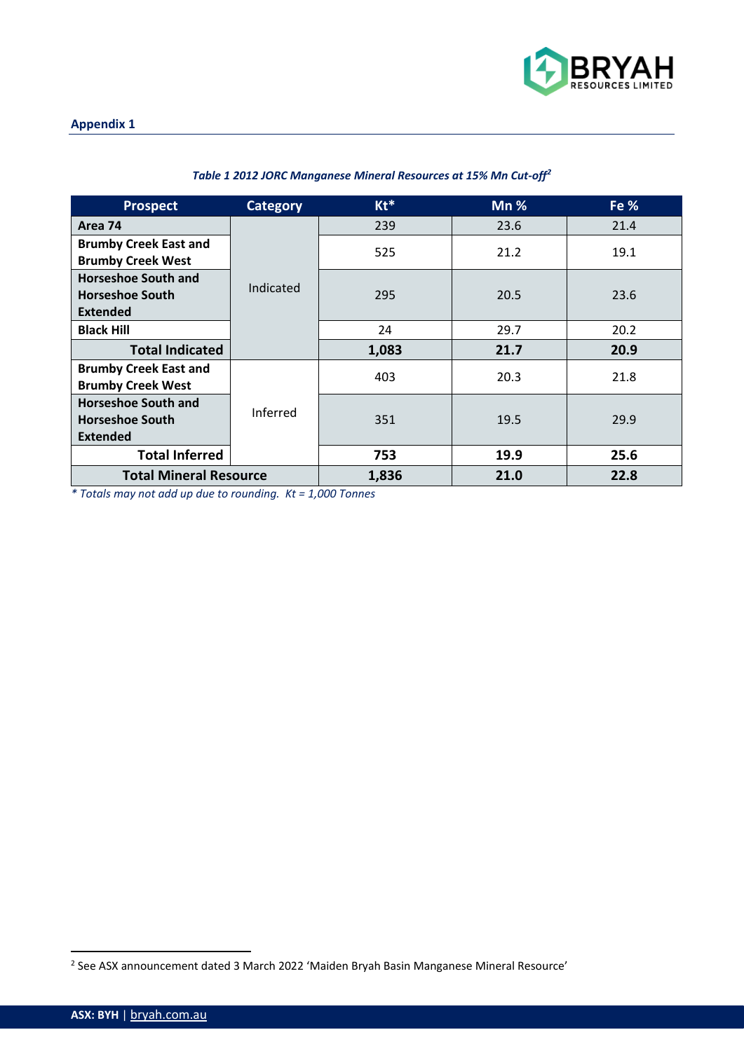## Appendix 1

*Table 1 2012 JORC Manganese Mineral Resources at 15% Mn Cut-off[2]*

| Prospect | Category | Kt* | Mn % | Fe % |
|---|---|---|---|---|
| **Area 74** | Indicated | 239 | 23.6 | 21.4 |
| **Brumby Creek East and Brumby Creek West** | Indicated | 525 | 21.2 | 19.1 |
| **Horseshoe South and Horseshoe South Extended** | Indicated | 295 | 20.5 | 23.6 |
| **Black Hill** | Indicated | 24 | 29.7 | 20.2 |
| **Total Indicated** | | **1,083** | **21.7** | **20.9** |
| **Brumby Creek East and Brumby Creek West** | Inferred | 403 | 20.3 | 21.8 |
| **Horseshoe South and Horseshoe South Extended** | Inferred | 351 | 19.5 | 29.9 |
| **Total Inferred** | | **753** | **19.9** | **25.6** |
| **Total Mineral Resource** | | **1,836** | **21.0** | **22.8** |

*\* Totals may not add up due to rounding. Kt = 1,000 Tonnes*

[2] See ASX announcement dated 3 March 2022 'Maiden Bryah Basin Manganese Mineral Resource'